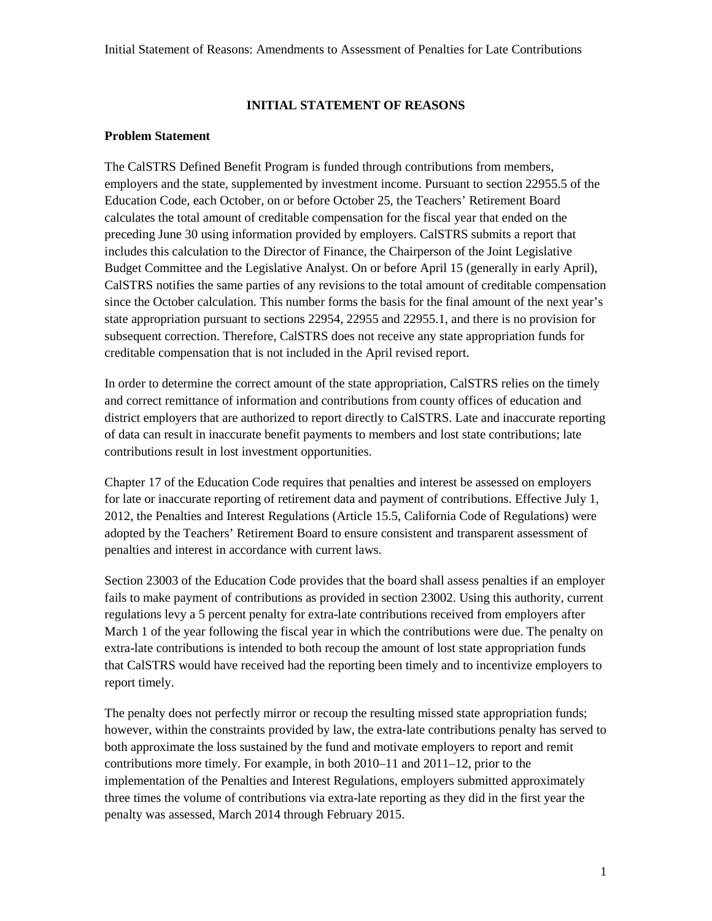# INITIAL STATEMENT OF REASONS

## Problem Statement

The CalSTRS Defined Benefit Program is funded through contributions from members, employers and the state, supplemented by investment income. Pursuant to section 22955.5 of the Education Code, each October, on or before October 25, the Teachers' Retirement Board calculates the total amount of creditable compensation for the fiscal year that ended on the preceding June 30 using information provided by employers. CalSTRS submits a report that includes this calculation to the Director of Finance, the Chairperson of the Joint Legislative Budget Committee and the Legislative Analyst. On or before April 15 (generally in early April), CalSTRS notifies the same parties of any revisions to the total amount of creditable compensation since the October calculation. This number forms the basis for the final amount of the next year's state appropriation pursuant to sections 22954, 22955 and 22955.1, and there is no provision for subsequent correction. Therefore, CalSTRS does not receive any state appropriation funds for creditable compensation that is not included in the April revised report.

In order to determine the correct amount of the state appropriation, CalSTRS relies on the timely and correct remittance of information and contributions from county offices of education and district employers that are authorized to report directly to CalSTRS. Late and inaccurate reporting of data can result in inaccurate benefit payments to members and lost state contributions; late contributions result in lost investment opportunities.

Chapter 17 of the Education Code requires that penalties and interest be assessed on employers for late or inaccurate reporting of retirement data and payment of contributions. Effective July 1, 2012, the Penalties and Interest Regulations (Article 15.5, California Code of Regulations) were adopted by the Teachers' Retirement Board to ensure consistent and transparent assessment of penalties and interest in accordance with current laws.

Section 23003 of the Education Code provides that the board shall assess penalties if an employer fails to make payment of contributions as provided in section 23002. Using this authority, current regulations levy a 5 percent penalty for extra-late contributions received from employers after March 1 of the year following the fiscal year in which the contributions were due. The penalty on extra-late contributions is intended to both recoup the amount of lost state appropriation funds that CalSTRS would have received had the reporting been timely and to incentivize employers to report timely.

The penalty does not perfectly mirror or recoup the resulting missed state appropriation funds; however, within the constraints provided by law, the extra-late contributions penalty has served to both approximate the loss sustained by the fund and motivate employers to report and remit contributions more timely. For example, in both 2010–11 and 2011–12, prior to the implementation of the Penalties and Interest Regulations, employers submitted approximately three times the volume of contributions via extra-late reporting as they did in the first year the penalty was assessed, March 2014 through February 2015.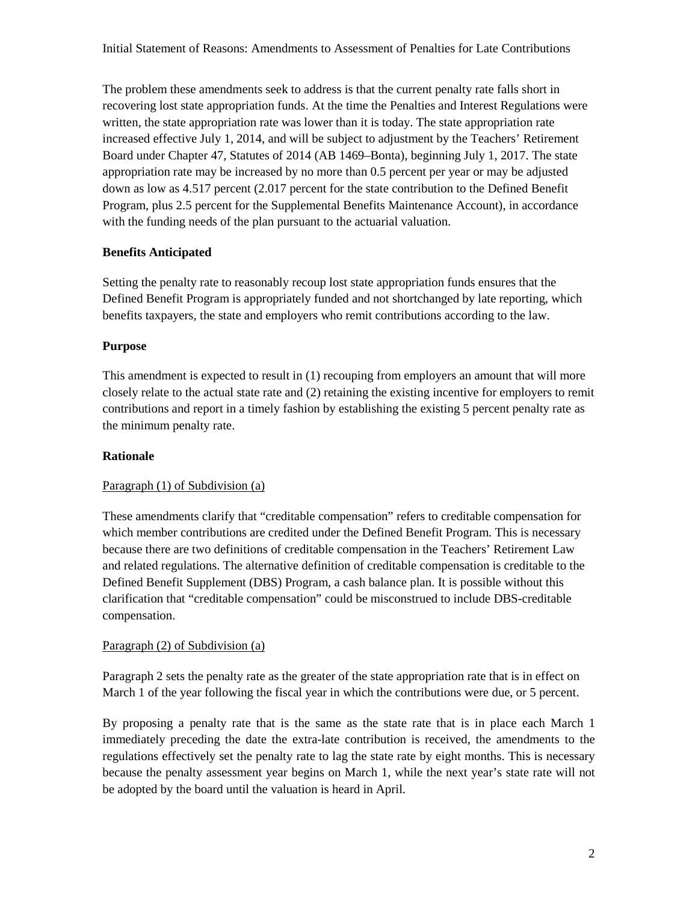The problem these amendments seek to address is that the current penalty rate falls short in recovering lost state appropriation funds. At the time the Penalties and Interest Regulations were written, the state appropriation rate was lower than it is today. The state appropriation rate increased effective July 1, 2014, and will be subject to adjustment by the Teachers' Retirement Board under Chapter 47, Statutes of 2014 (AB 1469–Bonta), beginning July 1, 2017. The state appropriation rate may be increased by no more than 0.5 percent per year or may be adjusted down as low as 4.517 percent (2.017 percent for the state contribution to the Defined Benefit Program, plus 2.5 percent for the Supplemental Benefits Maintenance Account), in accordance with the funding needs of the plan pursuant to the actuarial valuation.

**Benefits Anticipated**

Setting the penalty rate to reasonably recoup lost state appropriation funds ensures that the Defined Benefit Program is appropriately funded and not shortchanged by late reporting, which benefits taxpayers, the state and employers who remit contributions according to the law.

**Purpose**

This amendment is expected to result in (1) recouping from employers an amount that will more closely relate to the actual state rate and (2) retaining the existing incentive for employers to remit contributions and report in a timely fashion by establishing the existing 5 percent penalty rate as the minimum penalty rate.

**Rationale**

Paragraph (1) of Subdivision (a)

These amendments clarify that "creditable compensation" refers to creditable compensation for which member contributions are credited under the Defined Benefit Program. This is necessary because there are two definitions of creditable compensation in the Teachers' Retirement Law and related regulations. The alternative definition of creditable compensation is creditable to the Defined Benefit Supplement (DBS) Program, a cash balance plan. It is possible without this clarification that "creditable compensation" could be misconstrued to include DBS-creditable compensation.

Paragraph (2) of Subdivision (a)

Paragraph 2 sets the penalty rate as the greater of the state appropriation rate that is in effect on March 1 of the year following the fiscal year in which the contributions were due, or 5 percent.

By proposing a penalty rate that is the same as the state rate that is in place each March 1 immediately preceding the date the extra-late contribution is received, the amendments to the regulations effectively set the penalty rate to lag the state rate by eight months. This is necessary because the penalty assessment year begins on March 1, while the next year's state rate will not be adopted by the board until the valuation is heard in April.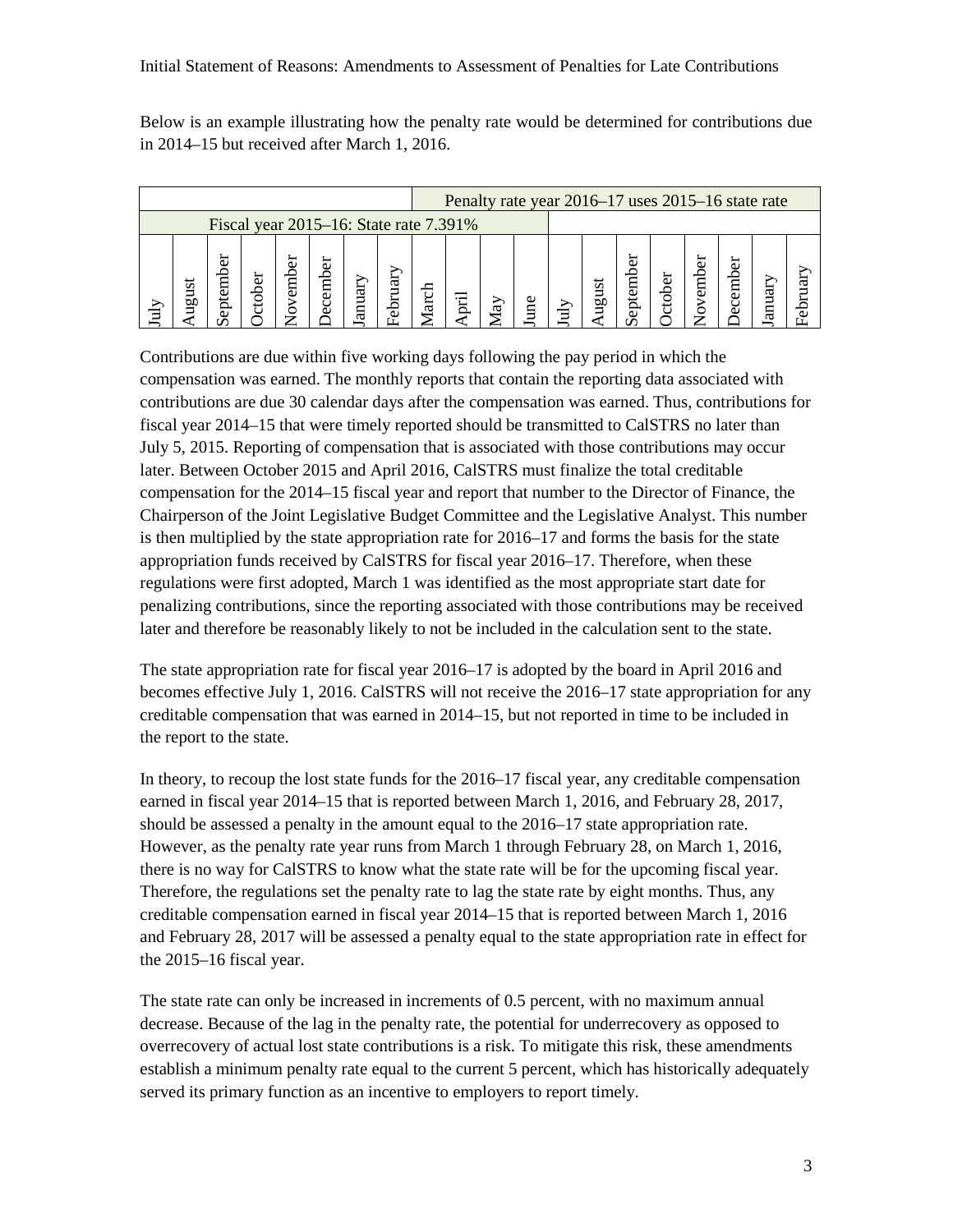Below is an example illustrating how the penalty rate would be determined for contributions due in 2014–15 but received after March 1, 2016.

| | | | | | | | | Penalty rate year 2016–17 uses 2015–16 state rate | | | | | | | | | | | |
|---|---|---|---|---|---|---|---|---|---|---|---|---|---|---|---|---|---|---|---|
| Fiscal year 2015–16: State rate 7.391% | | | | | | | | | | | | | | | | | | | |
| July | August | September | October | November | December | January | February | March | April | May | June | July | August | September | October | November | December | January | February |

Contributions are due within five working days following the pay period in which the compensation was earned. The monthly reports that contain the reporting data associated with contributions are due 30 calendar days after the compensation was earned. Thus, contributions for fiscal year 2014–15 that were timely reported should be transmitted to CalSTRS no later than July 5, 2015. Reporting of compensation that is associated with those contributions may occur later. Between October 2015 and April 2016, CalSTRS must finalize the total creditable compensation for the 2014–15 fiscal year and report that number to the Director of Finance, the Chairperson of the Joint Legislative Budget Committee and the Legislative Analyst. This number is then multiplied by the state appropriation rate for 2016–17 and forms the basis for the state appropriation funds received by CalSTRS for fiscal year 2016–17. Therefore, when these regulations were first adopted, March 1 was identified as the most appropriate start date for penalizing contributions, since the reporting associated with those contributions may be received later and therefore be reasonably likely to not be included in the calculation sent to the state.

The state appropriation rate for fiscal year 2016–17 is adopted by the board in April 2016 and becomes effective July 1, 2016. CalSTRS will not receive the 2016–17 state appropriation for any creditable compensation that was earned in 2014–15, but not reported in time to be included in the report to the state.

In theory, to recoup the lost state funds for the 2016–17 fiscal year, any creditable compensation earned in fiscal year 2014–15 that is reported between March 1, 2016, and February 28, 2017, should be assessed a penalty in the amount equal to the 2016–17 state appropriation rate. However, as the penalty rate year runs from March 1 through February 28, on March 1, 2016, there is no way for CalSTRS to know what the state rate will be for the upcoming fiscal year. Therefore, the regulations set the penalty rate to lag the state rate by eight months. Thus, any creditable compensation earned in fiscal year 2014–15 that is reported between March 1, 2016 and February 28, 2017 will be assessed a penalty equal to the state appropriation rate in effect for the 2015–16 fiscal year.

The state rate can only be increased in increments of 0.5 percent, with no maximum annual decrease. Because of the lag in the penalty rate, the potential for underrecovery as opposed to overrecovery of actual lost state contributions is a risk. To mitigate this risk, these amendments establish a minimum penalty rate equal to the current 5 percent, which has historically adequately served its primary function as an incentive to employers to report timely.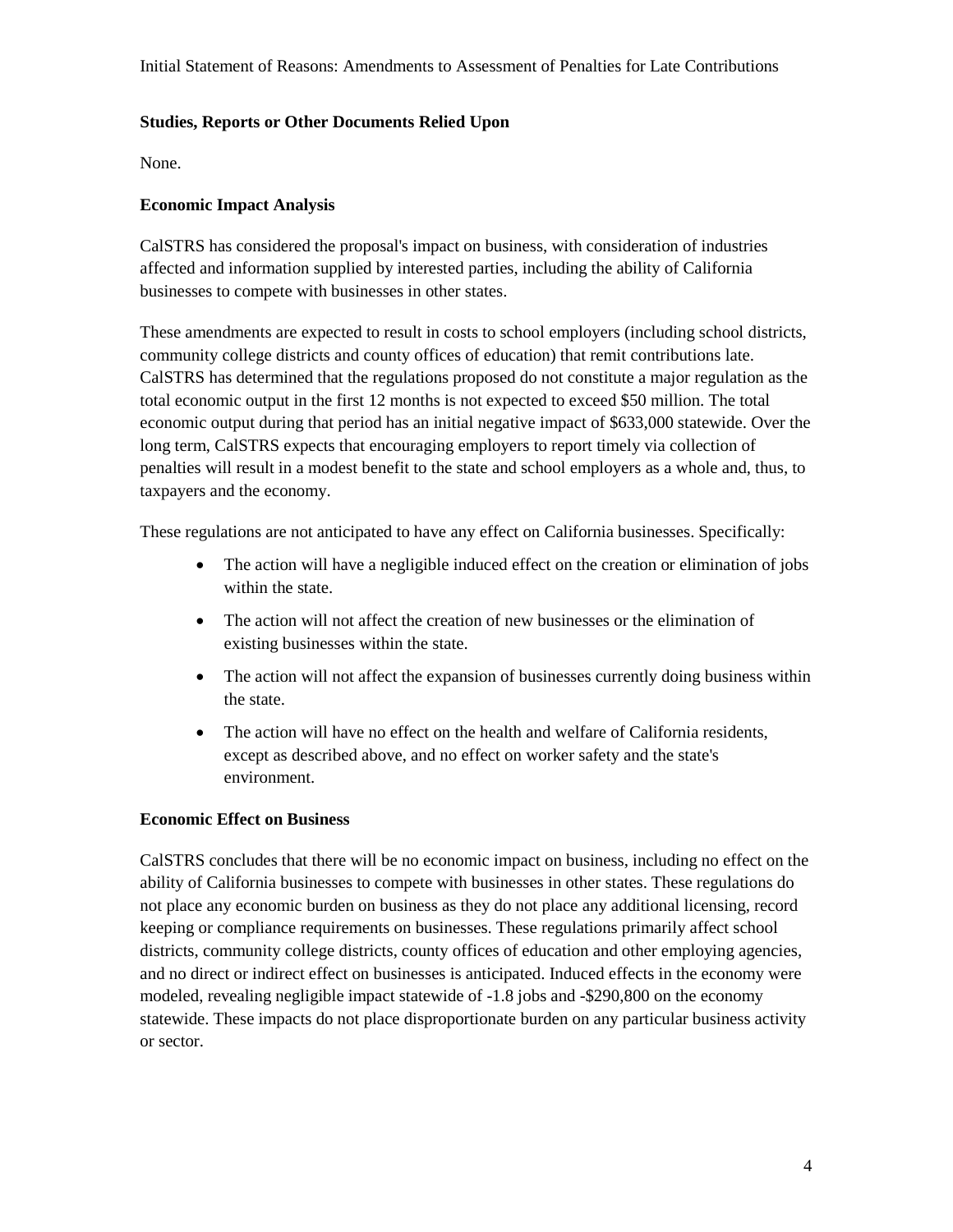### Studies, Reports or Other Documents Relied Upon

None.

### Economic Impact Analysis

CalSTRS has considered the proposal's impact on business, with consideration of industries affected and information supplied by interested parties, including the ability of California businesses to compete with businesses in other states.

These amendments are expected to result in costs to school employers (including school districts, community college districts and county offices of education) that remit contributions late. CalSTRS has determined that the regulations proposed do not constitute a major regulation as the total economic output in the first 12 months is not expected to exceed $50 million. The total economic output during that period has an initial negative impact of $633,000 statewide. Over the long term, CalSTRS expects that encouraging employers to report timely via collection of penalties will result in a modest benefit to the state and school employers as a whole and, thus, to taxpayers and the economy.

These regulations are not anticipated to have any effect on California businesses. Specifically:

- The action will have a negligible induced effect on the creation or elimination of jobs within the state.
- The action will not affect the creation of new businesses or the elimination of existing businesses within the state.
- The action will not affect the expansion of businesses currently doing business within the state.
- The action will have no effect on the health and welfare of California residents, except as described above, and no effect on worker safety and the state's environment.

### Economic Effect on Business

CalSTRS concludes that there will be no economic impact on business, including no effect on the ability of California businesses to compete with businesses in other states. These regulations do not place any economic burden on business as they do not place any additional licensing, record keeping or compliance requirements on businesses. These regulations primarily affect school districts, community college districts, county offices of education and other employing agencies, and no direct or indirect effect on businesses is anticipated. Induced effects in the economy were modeled, revealing negligible impact statewide of -1.8 jobs and -$290,800 on the economy statewide. These impacts do not place disproportionate burden on any particular business activity or sector.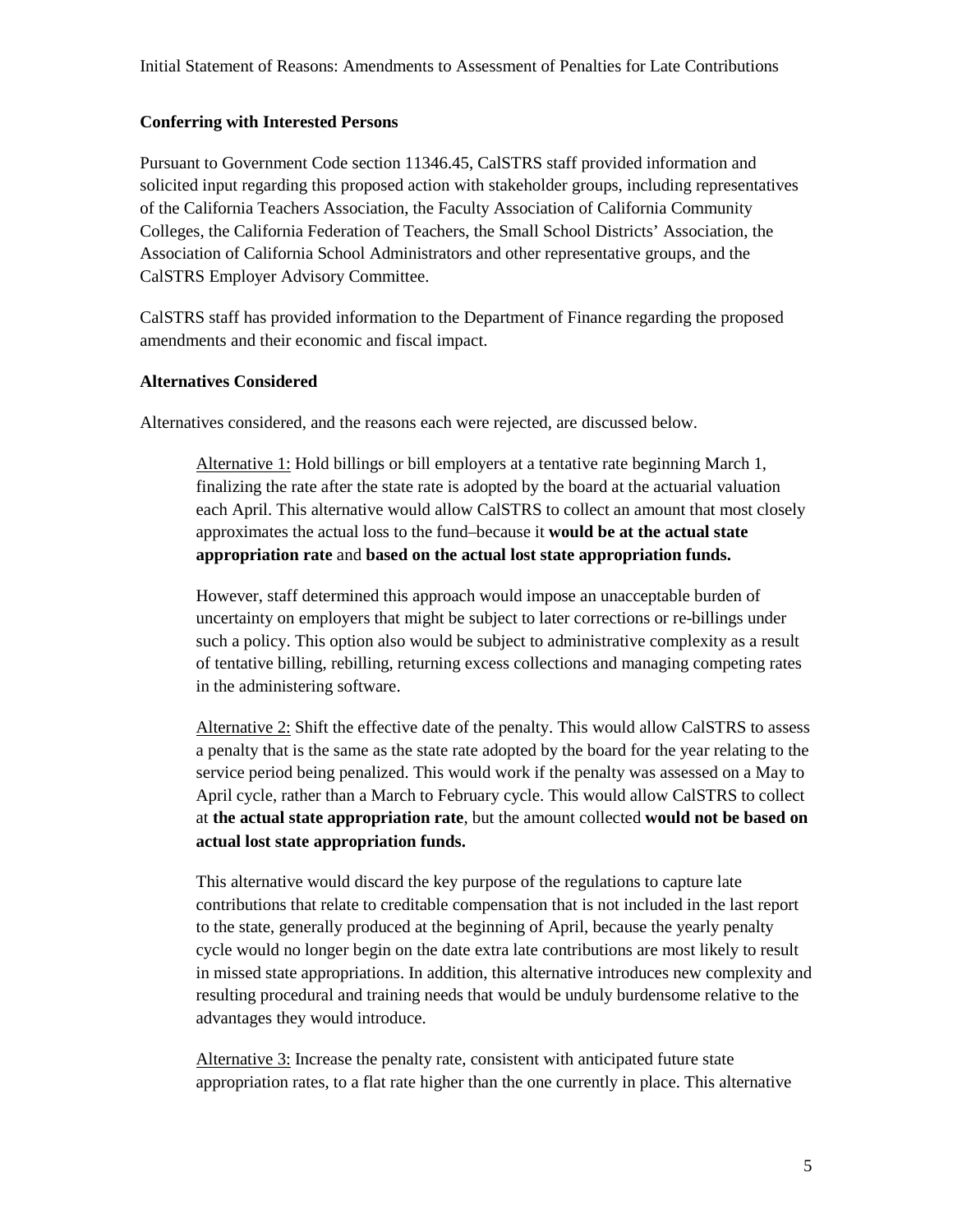**Conferring with Interested Persons**

Pursuant to Government Code section 11346.45, CalSTRS staff provided information and solicited input regarding this proposed action with stakeholder groups, including representatives of the California Teachers Association, the Faculty Association of California Community Colleges, the California Federation of Teachers, the Small School Districts' Association, the Association of California School Administrators and other representative groups, and the CalSTRS Employer Advisory Committee.

CalSTRS staff has provided information to the Department of Finance regarding the proposed amendments and their economic and fiscal impact.

**Alternatives Considered**

Alternatives considered, and the reasons each were rejected, are discussed below.

> Alternative 1: Hold billings or bill employers at a tentative rate beginning March 1, finalizing the rate after the state rate is adopted by the board at the actuarial valuation each April. This alternative would allow CalSTRS to collect an amount that most closely approximates the actual loss to the fund–because it **would be at the actual state appropriation rate** and **based on the actual lost state appropriation funds.**
>
> However, staff determined this approach would impose an unacceptable burden of uncertainty on employers that might be subject to later corrections or re-billings under such a policy. This option also would be subject to administrative complexity as a result of tentative billing, rebilling, returning excess collections and managing competing rates in the administering software.
>
> Alternative 2: Shift the effective date of the penalty. This would allow CalSTRS to assess a penalty that is the same as the state rate adopted by the board for the year relating to the service period being penalized. This would work if the penalty was assessed on a May to April cycle, rather than a March to February cycle. This would allow CalSTRS to collect at **the actual state appropriation rate**, but the amount collected **would not be based on actual lost state appropriation funds.**
>
> This alternative would discard the key purpose of the regulations to capture late contributions that relate to creditable compensation that is not included in the last report to the state, generally produced at the beginning of April, because the yearly penalty cycle would no longer begin on the date extra late contributions are most likely to result in missed state appropriations. In addition, this alternative introduces new complexity and resulting procedural and training needs that would be unduly burdensome relative to the advantages they would introduce.
>
> Alternative 3: Increase the penalty rate, consistent with anticipated future state appropriation rates, to a flat rate higher than the one currently in place. This alternative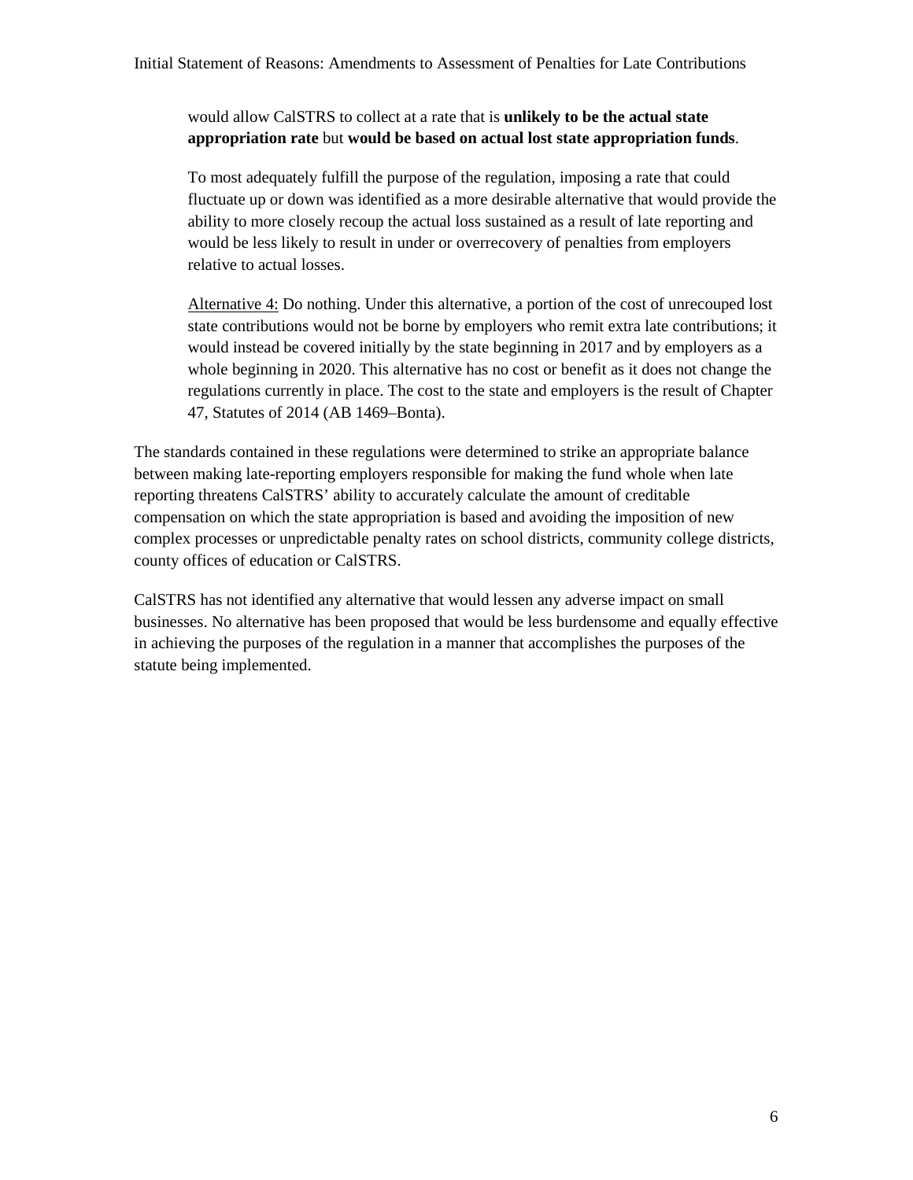would allow CalSTRS to collect at a rate that is **unlikely to be the actual state appropriation rate** but **would be based on actual lost state appropriation funds**.

To most adequately fulfill the purpose of the regulation, imposing a rate that could fluctuate up or down was identified as a more desirable alternative that would provide the ability to more closely recoup the actual loss sustained as a result of late reporting and would be less likely to result in under or overrecovery of penalties from employers relative to actual losses.

Alternative 4: Do nothing. Under this alternative, a portion of the cost of unrecouped lost state contributions would not be borne by employers who remit extra late contributions; it would instead be covered initially by the state beginning in 2017 and by employers as a whole beginning in 2020. This alternative has no cost or benefit as it does not change the regulations currently in place. The cost to the state and employers is the result of Chapter 47, Statutes of 2014 (AB 1469–Bonta).

The standards contained in these regulations were determined to strike an appropriate balance between making late-reporting employers responsible for making the fund whole when late reporting threatens CalSTRS' ability to accurately calculate the amount of creditable compensation on which the state appropriation is based and avoiding the imposition of new complex processes or unpredictable penalty rates on school districts, community college districts, county offices of education or CalSTRS.

CalSTRS has not identified any alternative that would lessen any adverse impact on small businesses. No alternative has been proposed that would be less burdensome and equally effective in achieving the purposes of the regulation in a manner that accomplishes the purposes of the statute being implemented.